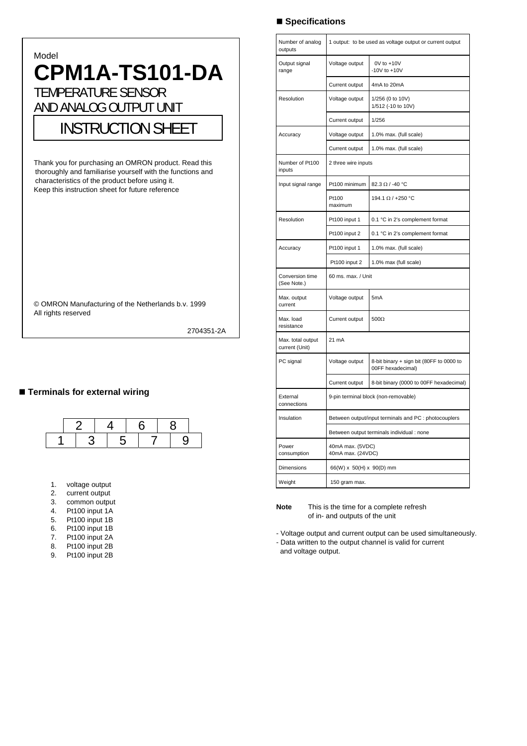Model

# CPM1A-TS101-DA

TEMPERATURE SENSOR
AND ANALOG OUTPUT UNIT

## INSTRUCTION SHEET

Thank you for purchasing an OMRON product. Read this thoroughly and familiarise yourself with the functions and characteristics of the product before using it.
Keep this instruction sheet for future reference

© OMRON Manufacturing of the Netherlands b.v. 1999
All rights reserved

2704351-2A

## ■ Terminals for external wiring

| | 2 | 4 | 6 | 8 |
|---|---|---|---|---|
| 1 | 3 | 5 | 7 | 9 |

1. voltage output
2. current output
3. common output
4. Pt100 input 1A
5. Pt100 input 1B
6. Pt100 input 1B
7. Pt100 input 2A
8. Pt100 input 2B
9. Pt100 input 2B

## ■ Specifications

| Item | | |
|---|---|---|
| Number of analog outputs | 1 output: to be used as voltage output or current output | |
| Output signal range | Voltage output | 0V to +10V<br>-10V to +10V |
| | Current output | 4mA to 20mA |
| Resolution | Voltage output | 1/256 (0 to 10V)<br>1/512 (-10 to 10V) |
| | Current output | 1/256 |
| Accuracy | Voltage output | 1.0% max. (full scale) |
| | Current output | 1.0% max. (full scale) |
| Number of Pt100 inputs | 2 three wire inputs | |
| Input signal range | Pt100 minimum | 82.3 Ω / -40 °C |
| | Pt100 maximum | 194.1 Ω / +250 °C |
| Resolution | Pt100 input 1 | 0.1 °C in 2's complement format |
| | Pt100 input 2 | 0.1 °C in 2's complement format |
| Accuracy | Pt100 input 1 | 1.0% max. (full scale) |
| | Pt100 input 2 | 1.0% max (full scale) |
| Conversion time (See Note.) | 60 ms. max. / Unit | |
| Max. output current | Voltage output | 5mA |
| Max. load resistance | Current output | 500Ω |
| Max. total output current (Unit) | 21 mA | |
| PC signal | Voltage output | 8-bit binary + sign bit (80FF to 0000 to 00FF hexadecimal) |
| | Current output | 8-bit binary (0000 to 00FF hexadecimal) |
| External connections | 9-pin terminal block (non-removable) | |
| Insulation | Between output/input terminals and PC : photocouplers | |
| | Between output terminals individual : none | |
| Power consumption | 40mA max. (5VDC)<br>40mA max. (24VDC) | |
| Dimensions | 66(W) x 50(H) x 90(D) mm | |
| Weight | 150 gram max. | |

**Note** This is the time for a complete refresh of in- and outputs of the unit

- Voltage output and current output can be used simultaneously.
- Data written to the output channel is valid for current and voltage output.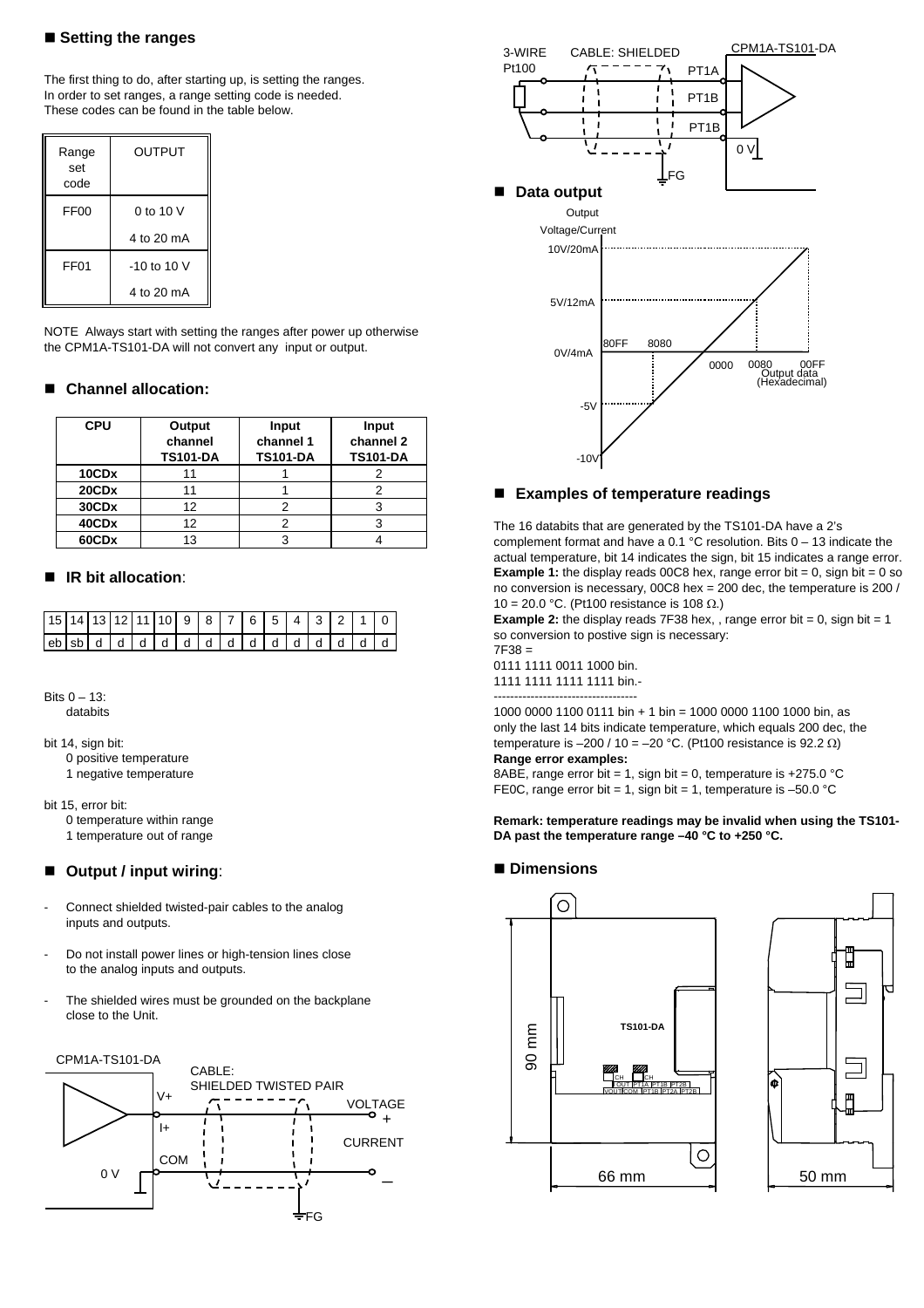## ■ Setting the ranges

The first thing to do, after starting up, is setting the ranges. In order to set ranges, a range setting code is needed. These codes can be found in the table below.

| Range set code | OUTPUT |
|---|---|
| FF00 | 0 to 10 V |
| | 4 to 20 mA |
| FF01 | -10 to 10 V |
| | 4 to 20 mA |

NOTE Always start with setting the ranges after power up otherwise the CPM1A-TS101-DA will not convert any input or output.

## ■ Channel allocation:

| CPU | Output channel TS101-DA | Input channel 1 TS101-DA | Input channel 2 TS101-DA |
|---|---|---|---|
| **10CDx** | 11 | 1 | 2 |
| **20CDx** | 11 | 1 | 2 |
| **30CDx** | 12 | 2 | 3 |
| **40CDx** | 12 | 2 | 3 |
| **60CDx** | 13 | 3 | 4 |

## ■ IR bit allocation:

| 15 | 14 | 13 | 12 | 11 | 10 | 9 | 8 | 7 | 6 | 5 | 4 | 3 | 2 | 1 | 0 |
|---|---|---|---|---|---|---|---|---|---|---|---|---|---|---|---|
| eb | sb | d | d | d | d | d | d | d | d | d | d | d | d | d | d |

Bits 0 – 13:
databits

bit 14, sign bit:
0 positive temperature
1 negative temperature

bit 15, error bit:
0 temperature within range
1 temperature out of range

## ■ Output / input wiring:

- Connect shielded twisted-pair cables to the analog inputs and outputs.
- Do not install power lines or high-tension lines close to the analog inputs and outputs.
- The shielded wires must be grounded on the backplane close to the Unit.

CPM1A-TS101-DA
CABLE: SHIELDED TWISTED PAIR
V+
I+
COM
0 V
VOLTAGE
+
CURRENT
–
FG

3-WIRE Pt100
CABLE: SHIELDED
CPM1A-TS101-DA
PT1A
PT1B
PT1B
0 V
FG

## ■ Data output

Output Voltage/Current
10V/20mA
5V/12mA
0V/4mA
-5V
-10V
80FF
8080
0000
0080
00FF
Output data (Hexadecimal)

## ■ Examples of temperature readings

The 16 databits that are generated by the TS101-DA have a 2's complement format and have a 0.1 °C resolution. Bits 0 – 13 indicate the actual temperature, bit 14 indicates the sign, bit 15 indicates a range error.
**Example 1:** the display reads 00C8 hex, range error bit = 0, sign bit = 0 so no conversion is necessary, 00C8 hex = 200 dec, the temperature is 200 / 10 = 20.0 °C. (Pt100 resistance is 108 Ω.)
**Example 2:** the display reads 7F38 hex, , range error bit = 0, sign bit = 1 so conversion to postive sign is necessary:
7F38 =
0111 1111 0011 1000 bin.
1111 1111 1111 1111 bin.-
-----------------------------------
1000 0000 1100 0111 bin + 1 bin = 1000 0000 1100 1000 bin, as only the last 14 bits indicate temperature, which equals 200 dec, the temperature is –200 / 10 = –20 °C. (Pt100 resistance is 92.2 Ω)
**Range error examples:**
8ABE, range error bit = 1, sign bit = 0, temperature is +275.0 °C
FE0C, range error bit = 1, sign bit = 1, temperature is –50.0 °C

**Remark: temperature readings may be invalid when using the TS101-DA past the temperature range –40 °C to +250 °C.**

## ■ Dimensions

TS101-DA
90 mm
66 mm
50 mm